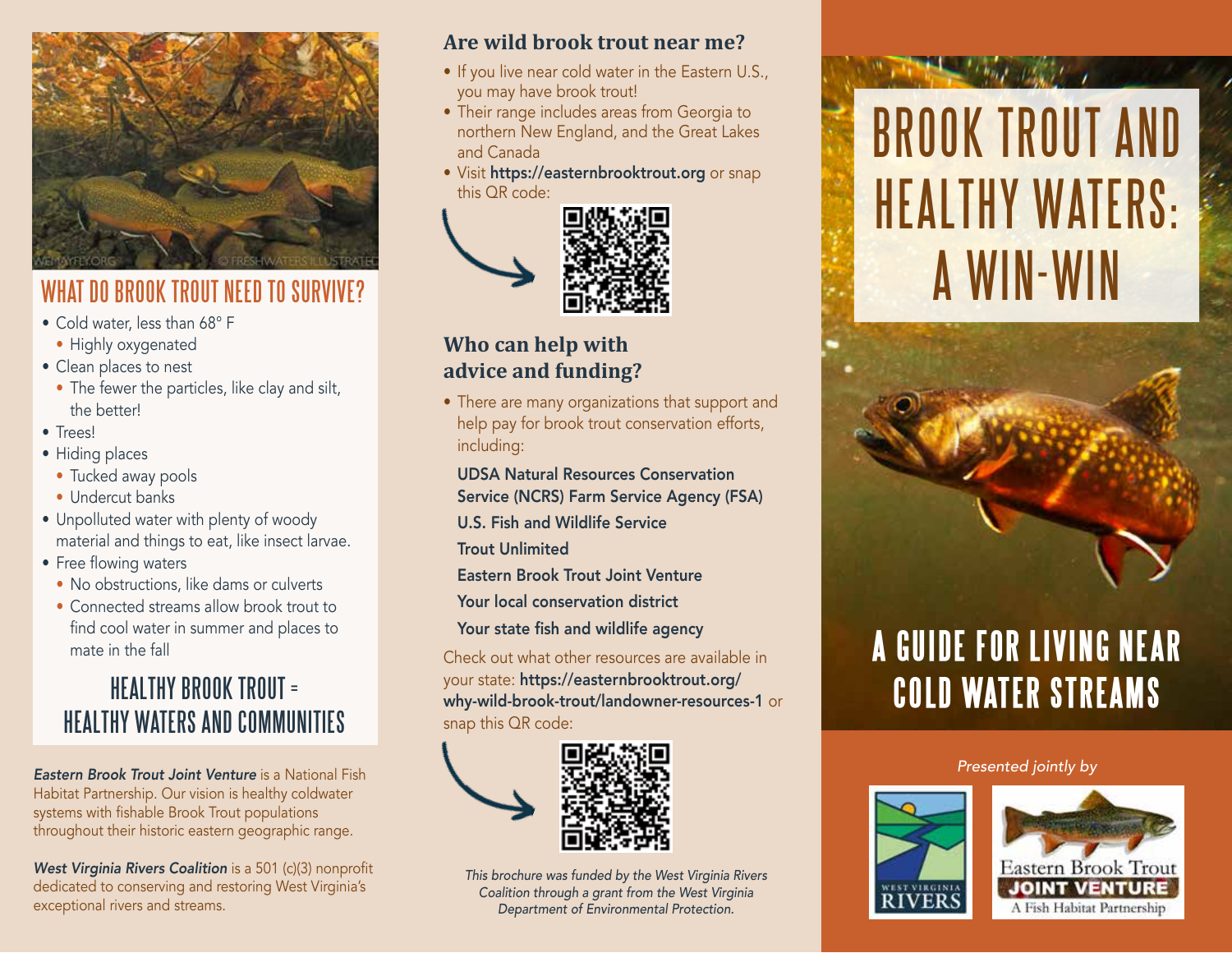WEMAYFLY.ORG © FRESHWATERS ILLUSTRATED

## WHAT DO BROOK TROUT NEED TO SURVIVE?

- Cold water, less than 68° F
  - Highly oxygenated
- Clean places to nest
  - The fewer the particles, like clay and silt, the better!
- Trees!
- Hiding places
  - Tucked away pools
  - Undercut banks
- Unpolluted water with plenty of woody material and things to eat, like insect larvae.
- Free flowing waters
  - No obstructions, like dams or culverts
  - Connected streams allow brook trout to find cool water in summer and places to mate in the fall

## HEALTHY BROOK TROUT = HEALTHY WATERS AND COMMUNITIES

***Eastern Brook Trout Joint Venture*** is a National Fish Habitat Partnership. Our vision is healthy coldwater systems with fishable Brook Trout populations throughout their historic eastern geographic range.

***West Virginia Rivers Coalition*** is a 501 (c)(3) nonprofit dedicated to conserving and restoring West Virginia's exceptional rivers and streams.

## Are wild brook trout near me?

- If you live near cold water in the Eastern U.S., you may have brook trout!
- Their range includes areas from Georgia to northern New England, and the Great Lakes and Canada
- Visit **https://easternbrooktrout.org** or snap this QR code:

## Who can help with advice and funding?

- There are many organizations that support and help pay for brook trout conservation efforts, including:

**UDSA Natural Resources Conservation Service (NCRS) Farm Service Agency (FSA)**

**U.S. Fish and Wildlife Service**

**Trout Unlimited**

**Eastern Brook Trout Joint Venture**

**Your local conservation district**

**Your state fish and wildlife agency**

Check out what other resources are available in your state: **https://easternbrooktrout.org/why-wild-brook-trout/landowner-resources-1** or snap this QR code:

*This brochure was funded by the West Virginia Rivers Coalition through a grant from the West Virginia Department of Environmental Protection.*

# BROOK TROUT AND HEALTHY WATERS: A WIN-WIN

## A GUIDE FOR LIVING NEAR COLD WATER STREAMS

*Presented jointly by*

WEST VIRGINIA RIVERS

Eastern Brook Trout JOINT VENTURE A Fish Habitat Partnership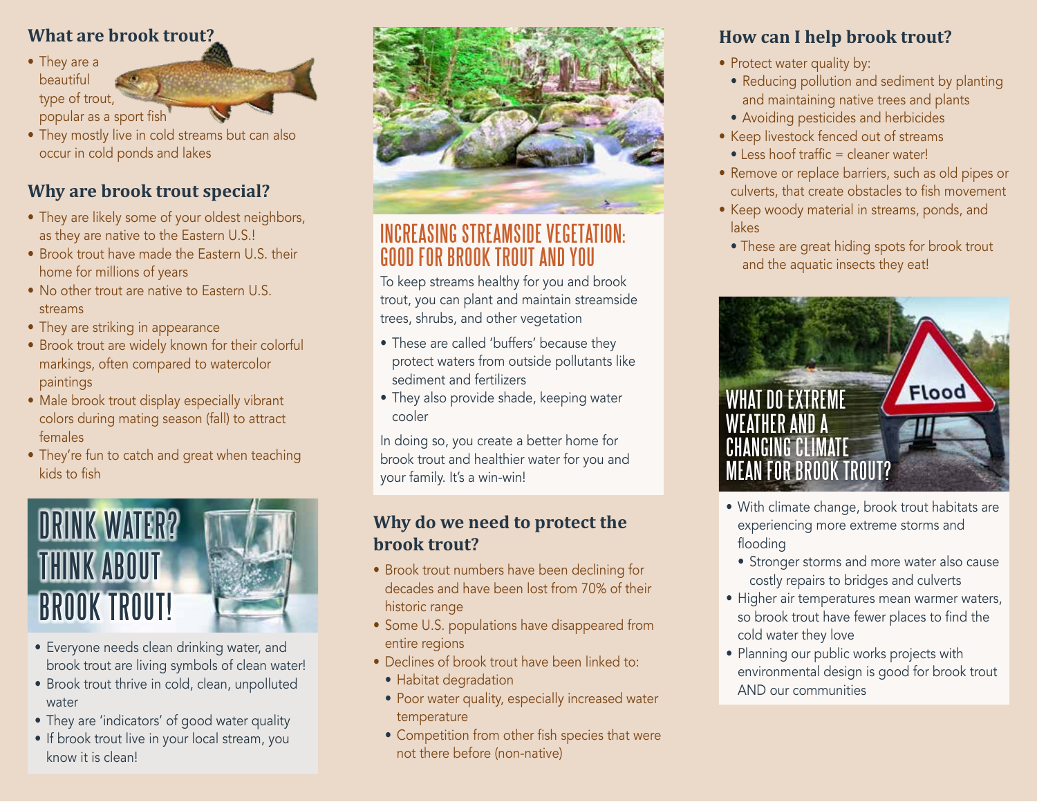## What are brook trout?

- They are a beautiful type of trout, popular as a sport fish
- They mostly live in cold streams but can also occur in cold ponds and lakes

## Why are brook trout special?

- They are likely some of your oldest neighbors, as they are native to the Eastern U.S.!
- Brook trout have made the Eastern U.S. their home for millions of years
- No other trout are native to Eastern U.S. streams
- They are striking in appearance
- Brook trout are widely known for their colorful markings, often compared to watercolor paintings
- Male brook trout display especially vibrant colors during mating season (fall) to attract females
- They're fun to catch and great when teaching kids to fish

## DRINK WATER? THINK ABOUT BROOK TROUT!

- Everyone needs clean drinking water, and brook trout are living symbols of clean water!
- Brook trout thrive in cold, clean, unpolluted water
- They are 'indicators' of good water quality
- If brook trout live in your local stream, you know it is clean!

## INCREASING STREAMSIDE VEGETATION: GOOD FOR BROOK TROUT AND YOU

To keep streams healthy for you and brook trout, you can plant and maintain streamside trees, shrubs, and other vegetation

- These are called 'buffers' because they protect waters from outside pollutants like sediment and fertilizers
- They also provide shade, keeping water cooler

In doing so, you create a better home for brook trout and healthier water for you and your family. It's a win-win!

## Why do we need to protect the brook trout?

- Brook trout numbers have been declining for decades and have been lost from 70% of their historic range
- Some U.S. populations have disappeared from entire regions
- Declines of brook trout have been linked to:
  - Habitat degradation
  - Poor water quality, especially increased water temperature
  - Competition from other fish species that were not there before (non-native)

## How can I help brook trout?

- Protect water quality by:
  - Reducing pollution and sediment by planting and maintaining native trees and plants
  - Avoiding pesticides and herbicides
- Keep livestock fenced out of streams
  - Less hoof traffic = cleaner water!
- Remove or replace barriers, such as old pipes or culverts, that create obstacles to fish movement
- Keep woody material in streams, ponds, and lakes
  - These are great hiding spots for brook trout and the aquatic insects they eat!

## WHAT DO EXTREME WEATHER AND A CHANGING CLIMATE MEAN FOR BROOK TROUT?

- With climate change, brook trout habitats are experiencing more extreme storms and flooding
  - Stronger storms and more water also cause costly repairs to bridges and culverts
- Higher air temperatures mean warmer waters, so brook trout have fewer places to find the cold water they love
- Planning our public works projects with environmental design is good for brook trout AND our communities